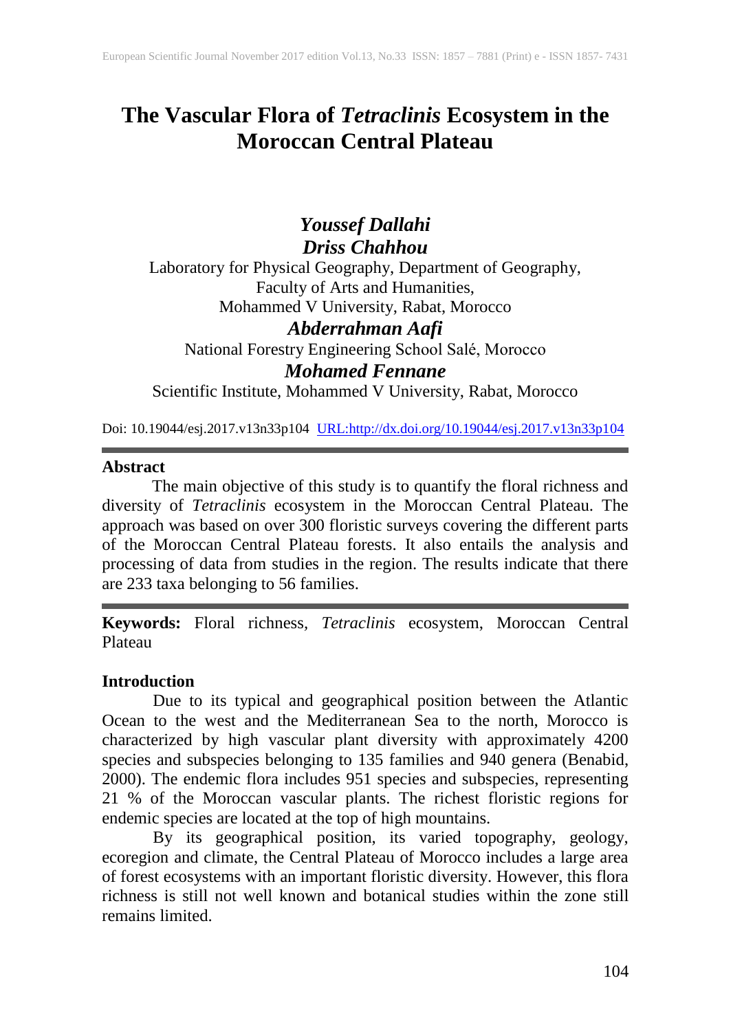# The Vascular Flora of *Tetraclinis* Ecosystem in the Moroccan Central Plateau

***Youssef Dallahi***
***Driss Chahhou***

Laboratory for Physical Geography, Department of Geography,
Faculty of Arts and Humanities,
Mohammed V University, Rabat, Morocco

***Abderrahman Aafi***

National Forestry Engineering School Salé, Morocco

***Mohamed Fennane***

Scientific Institute, Mohammed V University, Rabat, Morocco

Doi: 10.19044/esj.2017.v13n33p104 URL:http://dx.doi.org/10.19044/esj.2017.v13n33p104

## Abstract

The main objective of this study is to quantify the floral richness and diversity of *Tetraclinis* ecosystem in the Moroccan Central Plateau. The approach was based on over 300 floristic surveys covering the different parts of the Moroccan Central Plateau forests. It also entails the analysis and processing of data from studies in the region. The results indicate that there are 233 taxa belonging to 56 families.

**Keywords:** Floral richness, *Tetraclinis* ecosystem, Moroccan Central Plateau

## Introduction

Due to its typical and geographical position between the Atlantic Ocean to the west and the Mediterranean Sea to the north, Morocco is characterized by high vascular plant diversity with approximately 4200 species and subspecies belonging to 135 families and 940 genera (Benabid, 2000). The endemic flora includes 951 species and subspecies, representing 21 % of the Moroccan vascular plants. The richest floristic regions for endemic species are located at the top of high mountains.

By its geographical position, its varied topography, geology, ecoregion and climate, the Central Plateau of Morocco includes a large area of forest ecosystems with an important floristic diversity. However, this flora richness is still not well known and botanical studies within the zone still remains limited.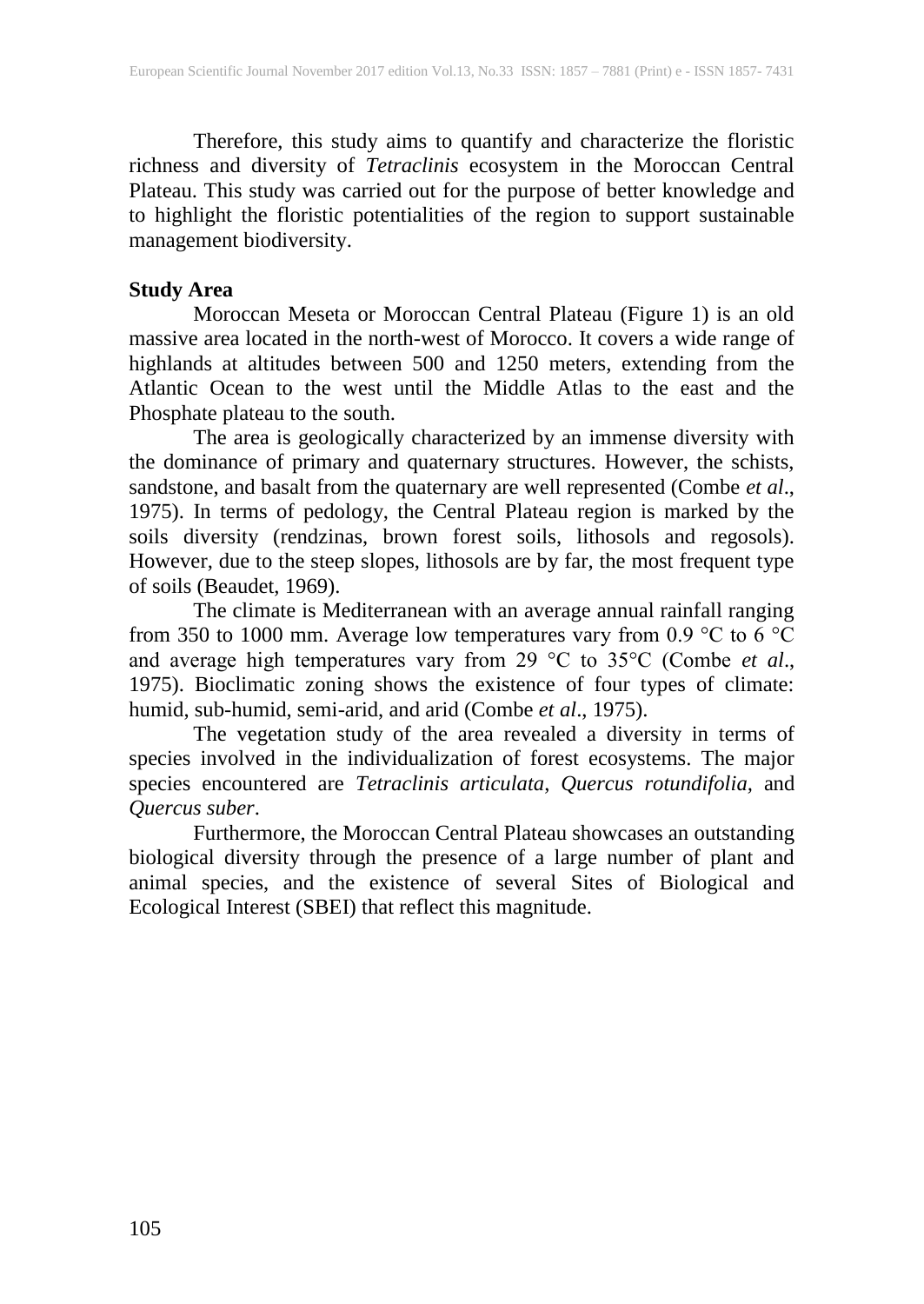Therefore, this study aims to quantify and characterize the floristic richness and diversity of *Tetraclinis* ecosystem in the Moroccan Central Plateau. This study was carried out for the purpose of better knowledge and to highlight the floristic potentialities of the region to support sustainable management biodiversity.

## Study Area

Moroccan Meseta or Moroccan Central Plateau (Figure 1) is an old massive area located in the north-west of Morocco. It covers a wide range of highlands at altitudes between 500 and 1250 meters, extending from the Atlantic Ocean to the west until the Middle Atlas to the east and the Phosphate plateau to the south.

The area is geologically characterized by an immense diversity with the dominance of primary and quaternary structures. However, the schists, sandstone, and basalt from the quaternary are well represented (Combe *et al*., 1975). In terms of pedology, the Central Plateau region is marked by the soils diversity (rendzinas, brown forest soils, lithosols and regosols). However, due to the steep slopes, lithosols are by far, the most frequent type of soils (Beaudet, 1969).

The climate is Mediterranean with an average annual rainfall ranging from 350 to 1000 mm. Average low temperatures vary from 0.9 °C to 6 °C and average high temperatures vary from 29 °C to 35°C (Combe *et al*., 1975). Bioclimatic zoning shows the existence of four types of climate: humid, sub-humid, semi-arid, and arid (Combe *et al*., 1975).

The vegetation study of the area revealed a diversity in terms of species involved in the individualization of forest ecosystems. The major species encountered are *Tetraclinis articulata*, *Quercus rotundifolia,* and *Quercus suber*.

Furthermore, the Moroccan Central Plateau showcases an outstanding biological diversity through the presence of a large number of plant and animal species, and the existence of several Sites of Biological and Ecological Interest (SBEI) that reflect this magnitude.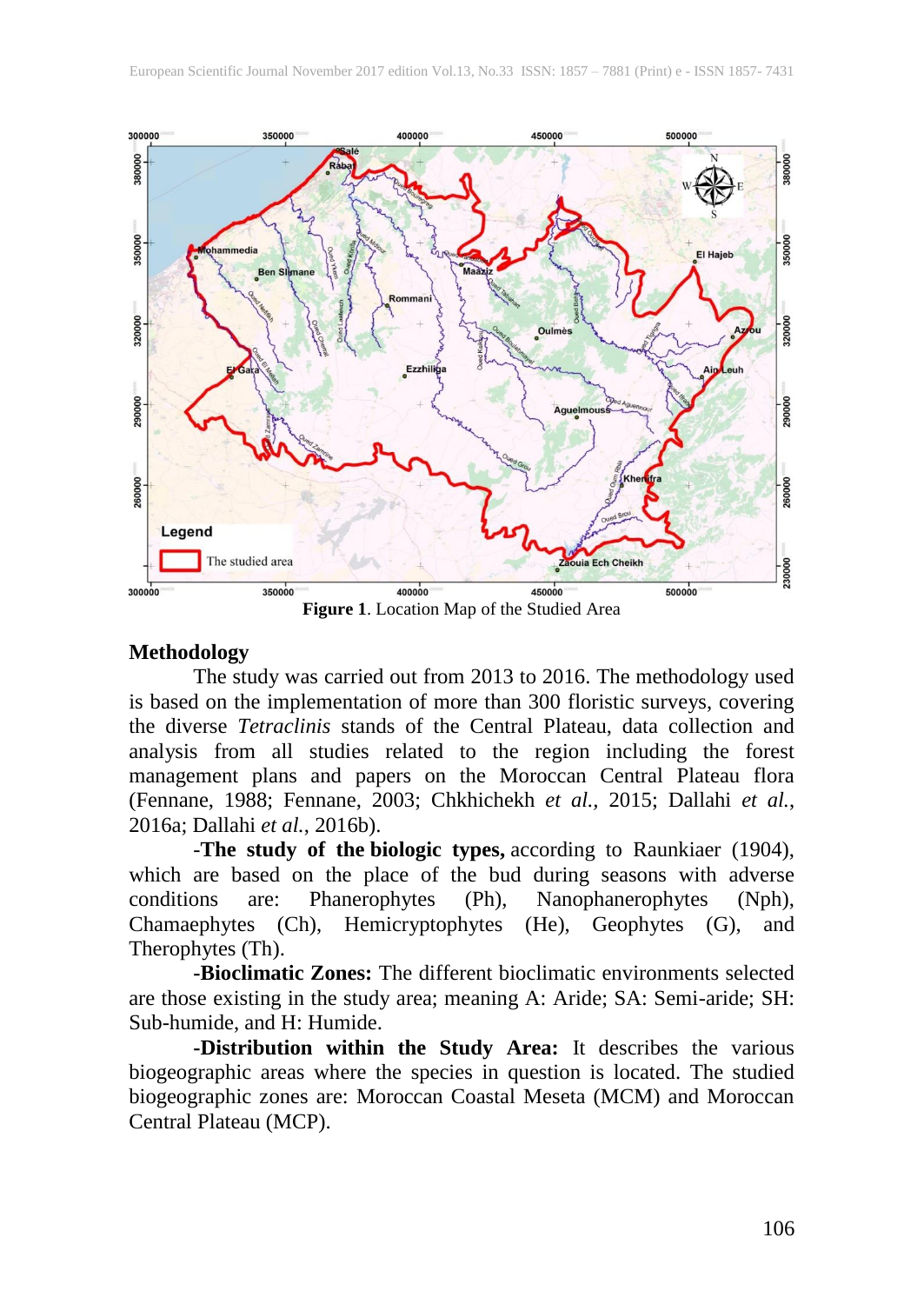**Figure 1**. Location Map of the Studied Area

## Methodology

The study was carried out from 2013 to 2016. The methodology used is based on the implementation of more than 300 floristic surveys, covering the diverse *Tetraclinis* stands of the Central Plateau, data collection and analysis from all studies related to the region including the forest management plans and papers on the Moroccan Central Plateau flora (Fennane, 1988; Fennane, 2003; Chkhichekh *et al.*, 2015; Dallahi *et al.*, 2016a; Dallahi *et al.*, 2016b).

-**The study of the biologic types,** according to Raunkiaer (1904), which are based on the place of the bud during seasons with adverse conditions are: Phanerophytes (Ph), Nanophanerophytes (Nph), Chamaephytes (Ch), Hemicryptophytes (He), Geophytes (G), and Therophytes (Th).

-**Bioclimatic Zones:** The different bioclimatic environments selected are those existing in the study area; meaning A: Aride; SA: Semi-aride; SH: Sub-humide, and H: Humide.

-**Distribution within the Study Area:** It describes the various biogeographic areas where the species in question is located. The studied biogeographic zones are: Moroccan Coastal Meseta (MCM) and Moroccan Central Plateau (MCP).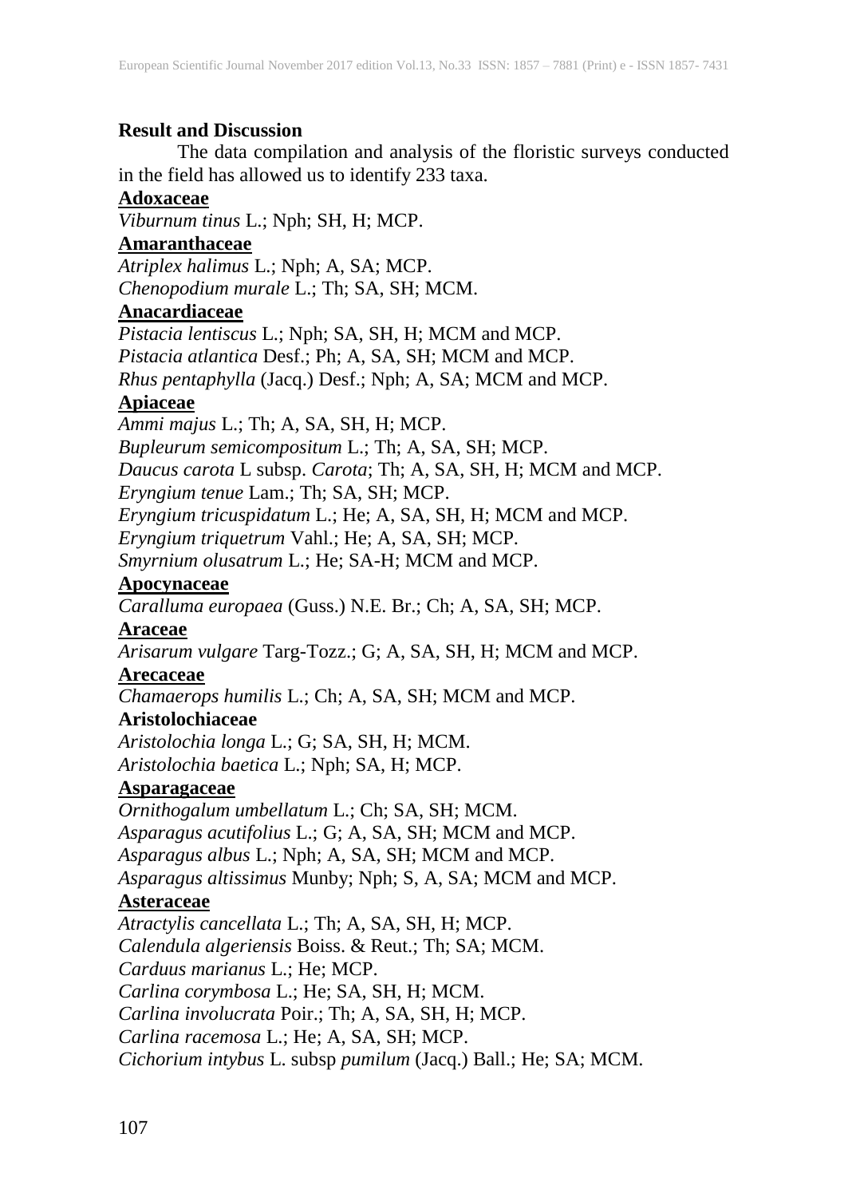## Result and Discussion

The data compilation and analysis of the floristic surveys conducted in the field has allowed us to identify 233 taxa.

**Adoxaceae**

*Viburnum tinus* L.; Nph; SH, H; MCP.

**Amaranthaceae**

*Atriplex halimus* L.; Nph; A, SA; MCP.
*Chenopodium murale* L.; Th; SA, SH; MCM.

**Anacardiaceae**

*Pistacia lentiscus* L.; Nph; SA, SH, H; MCM and MCP.
*Pistacia atlantica* Desf.; Ph; A, SA, SH; MCM and MCP.
*Rhus pentaphylla* (Jacq.) Desf.; Nph; A, SA; MCM and MCP.

**Apiaceae**

*Ammi majus* L.; Th; A, SA, SH, H; MCP.
*Bupleurum semicompositum* L.; Th; A, SA, SH; MCP.
*Daucus carota* L subsp. *Carota*; Th; A, SA, SH, H; MCM and MCP.
*Eryngium tenue* Lam.; Th; SA, SH; MCP.
*Eryngium tricuspidatum* L.; He; A, SA, SH, H; MCM and MCP.
*Eryngium triquetrum* Vahl.; He; A, SA, SH; MCP.
*Smyrnium olusatrum* L.; He; SA-H; MCM and MCP.

**Apocynaceae**

*Caralluma europaea* (Guss.) N.E. Br.; Ch; A, SA, SH; MCP.

**Araceae**

*Arisarum vulgare* Targ-Tozz.; G; A, SA, SH, H; MCM and MCP.

**Arecaceae**

*Chamaerops humilis* L.; Ch; A, SA, SH; MCM and MCP.

**Aristolochiaceae**

*Aristolochia longa* L.; G; SA, SH, H; MCM.
*Aristolochia baetica* L.; Nph; SA, H; MCP.

**Asparagaceae**

*Ornithogalum umbellatum* L.; Ch; SA, SH; MCM.
*Asparagus acutifolius* L.; G; A, SA, SH; MCM and MCP.
*Asparagus albus* L.; Nph; A, SA, SH; MCM and MCP.
*Asparagus altissimus* Munby; Nph; S, A, SA; MCM and MCP.

**Asteraceae**

*Atractylis cancellata* L.; Th; A, SA, SH, H; MCP.
*Calendula algeriensis* Boiss. & Reut.; Th; SA; MCM.
*Carduus marianus* L.; He; MCP.
*Carlina corymbosa* L.; He; SA, SH, H; MCM.
*Carlina involucrata* Poir.; Th; A, SA, SH, H; MCP.
*Carlina racemosa* L.; He; A, SA, SH; MCP.
*Cichorium intybus* L. subsp *pumilum* (Jacq.) Ball.; He; SA; MCM.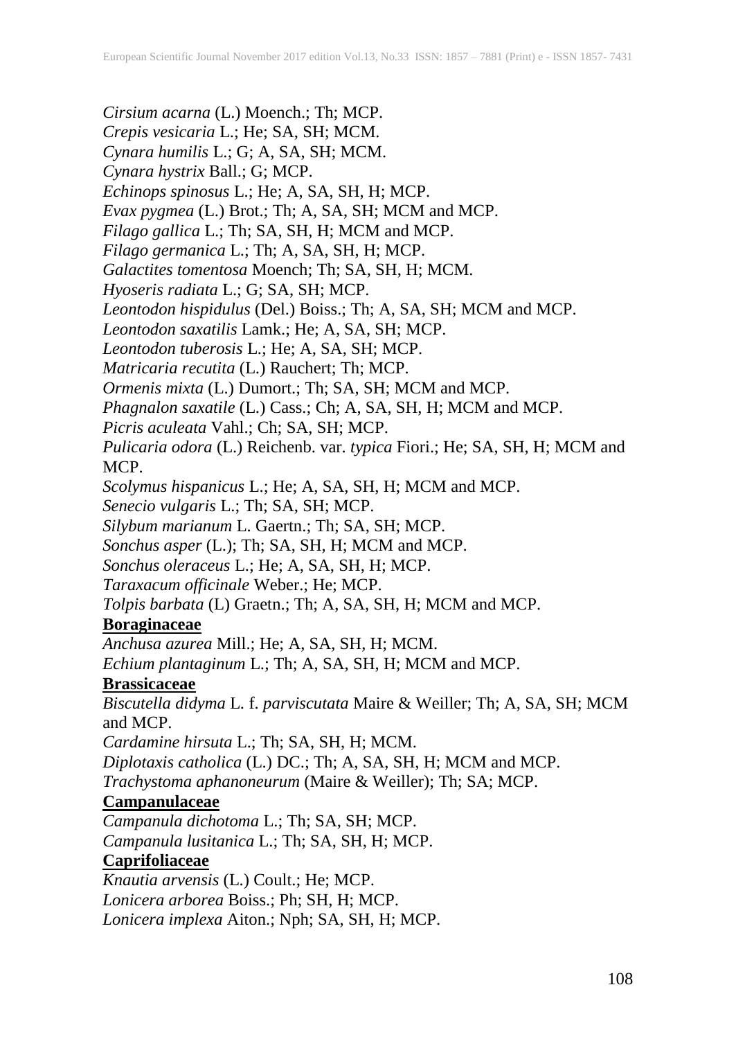*Cirsium acarna* (L.) Moench.; Th; MCP.
*Crepis vesicaria* L.; He; SA, SH; MCM.
*Cynara humilis* L.; G; A, SA, SH; MCM.
*Cynara hystrix* Ball.; G; MCP.
*Echinops spinosus* L.; He; A, SA, SH, H; MCP.
*Evax pygmea* (L.) Brot.; Th; A, SA, SH; MCM and MCP.
*Filago gallica* L.; Th; SA, SH, H; MCM and MCP.
*Filago germanica* L.; Th; A, SA, SH, H; MCP.
*Galactites tomentosa* Moench; Th; SA, SH, H; MCM.
*Hyoseris radiata* L.; G; SA, SH; MCP.
*Leontodon hispidulus* (Del.) Boiss.; Th; A, SA, SH; MCM and MCP.
*Leontodon saxatilis* Lamk.; He; A, SA, SH; MCP.
*Leontodon tuberosis* L.; He; A, SA, SH; MCP.
*Matricaria recutita* (L.) Rauchert; Th; MCP.
*Ormenis mixta* (L.) Dumort.; Th; SA, SH; MCM and MCP.
*Phagnalon saxatile* (L.) Cass.; Ch; A, SA, SH, H; MCM and MCP.
*Picris aculeata* Vahl.; Ch; SA, SH; MCP.
*Pulicaria odora* (L.) Reichenb. var. *typica* Fiori.; He; SA, SH, H; MCM and MCP.
*Scolymus hispanicus* L.; He; A, SA, SH, H; MCM and MCP.
*Senecio vulgaris* L.; Th; SA, SH; MCP.
*Silybum marianum* L. Gaertn.; Th; SA, SH; MCP.
*Sonchus asper* (L.); Th; SA, SH, H; MCM and MCP.
*Sonchus oleraceus* L.; He; A, SA, SH, H; MCP.
*Taraxacum officinale* Weber.; He; MCP.
*Tolpis barbata* (L) Graetn.; Th; A, SA, SH, H; MCM and MCP.

**Boraginaceae**

*Anchusa azurea* Mill.; He; A, SA, SH, H; MCM.
*Echium plantaginum* L.; Th; A, SA, SH, H; MCM and MCP.

**Brassicaceae**

*Biscutella didyma* L. f. *parviscutata* Maire & Weiller; Th; A, SA, SH; MCM and MCP.
*Cardamine hirsuta* L.; Th; SA, SH, H; MCM.
*Diplotaxis catholica* (L.) DC.; Th; A, SA, SH, H; MCM and MCP.
*Trachystoma aphanoneurum* (Maire & Weiller); Th; SA; MCP.

**Campanulaceae**

*Campanula dichotoma* L.; Th; SA, SH; MCP.
*Campanula lusitanica* L.; Th; SA, SH, H; MCP.

**Caprifoliaceae**

*Knautia arvensis* (L.) Coult.; He; MCP.
*Lonicera arborea* Boiss.; Ph; SH, H; MCP.
*Lonicera implexa* Aiton.; Nph; SA, SH, H; MCP.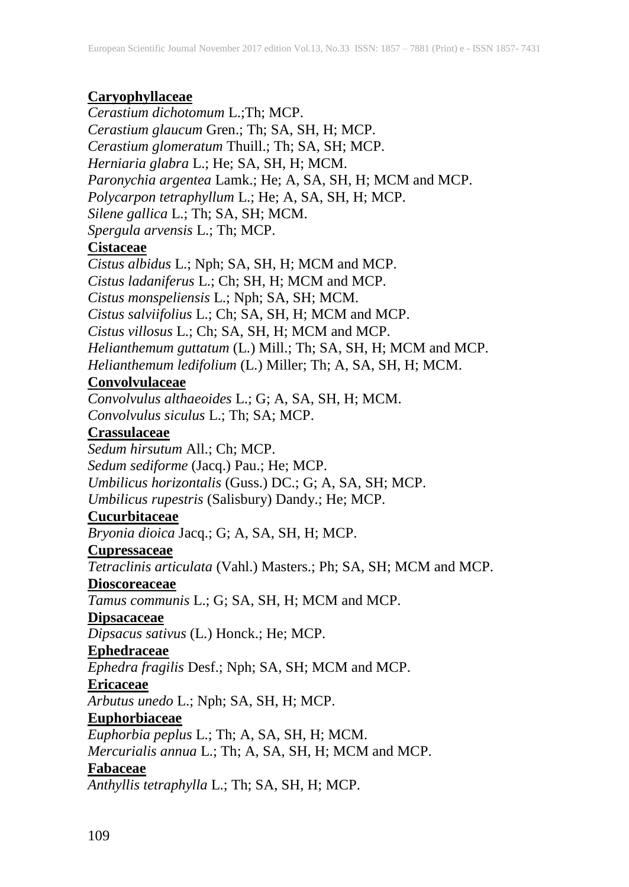**Caryophyllaceae**

*Cerastium dichotomum* L.;Th; MCP.
*Cerastium glaucum* Gren.; Th; SA, SH, H; MCP.
*Cerastium glomeratum* Thuill.; Th; SA, SH; MCP.
*Herniaria glabra* L.; He; SA, SH, H; MCM.
*Paronychia argentea* Lamk.; He; A, SA, SH, H; MCM and MCP.
*Polycarpon tetraphyllum* L.; He; A, SA, SH, H; MCP.
*Silene gallica* L.; Th; SA, SH; MCM.
*Spergula arvensis* L.; Th; MCP.

**Cistaceae**

*Cistus albidus* L.; Nph; SA, SH, H; MCM and MCP.
*Cistus ladaniferus* L.; Ch; SH, H; MCM and MCP.
*Cistus monspeliensis* L.; Nph; SA, SH; MCM.
*Cistus salviifolius* L.; Ch; SA, SH, H; MCM and MCP.
*Cistus villosus* L.; Ch; SA, SH, H; MCM and MCP.
*Helianthemum guttatum* (L.) Mill.; Th; SA, SH, H; MCM and MCP.
*Helianthemum ledifolium* (L.) Miller; Th; A, SA, SH, H; MCM.

**Convolvulaceae**

*Convolvulus althaeoides* L.; G; A, SA, SH, H; MCM.
*Convolvulus siculus* L.; Th; SA; MCP.

**Crassulaceae**

*Sedum hirsutum* All.; Ch; MCP.
*Sedum sediforme* (Jacq.) Pau.; He; MCP.
*Umbilicus horizontalis* (Guss.) DC.; G; A, SA, SH; MCP.
*Umbilicus rupestris* (Salisbury) Dandy.; He; MCP.

**Cucurbitaceae**

*Bryonia dioica* Jacq.; G; A, SA, SH, H; MCP.

**Cupressaceae**

*Tetraclinis articulata* (Vahl.) Masters.; Ph; SA, SH; MCM and MCP.

**Dioscoreaceae**

*Tamus communis* L.; G; SA, SH, H; MCM and MCP.

**Dipsacaceae**

*Dipsacus sativus* (L.) Honck.; He; MCP.

**Ephedraceae**

*Ephedra fragilis* Desf.; Nph; SA, SH; MCM and MCP.

**Ericaceae**

*Arbutus unedo* L.; Nph; SA, SH, H; MCP.

**Euphorbiaceae**

*Euphorbia peplus* L.; Th; A, SA, SH, H; MCM.
*Mercurialis annua* L.; Th; A, SA, SH, H; MCM and MCP.

**Fabaceae**

*Anthyllis tetraphylla* L.; Th; SA, SH, H; MCP.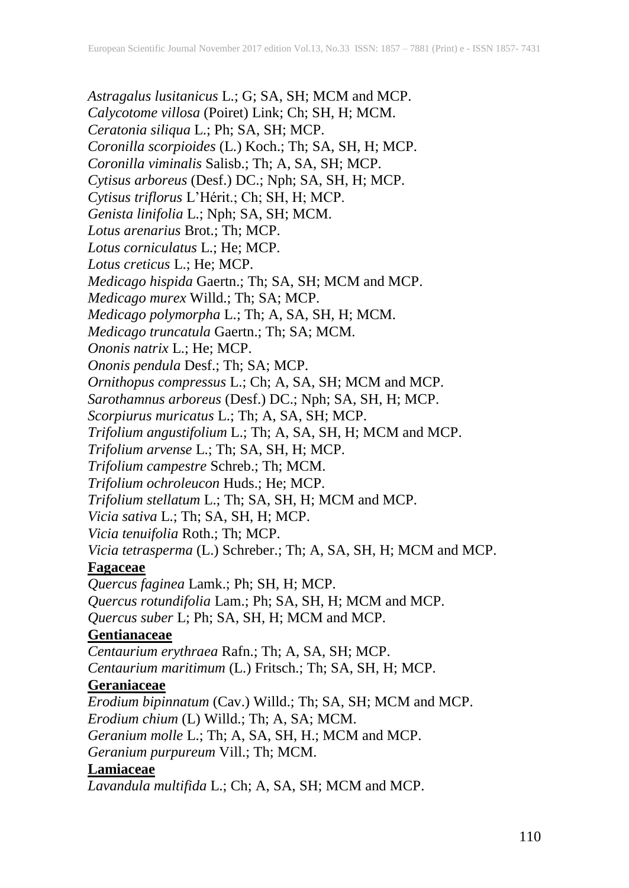*Astragalus lusitanicus* L.; G; SA, SH; MCM and MCP.
*Calycotome villosa* (Poiret) Link; Ch; SH, H; MCM.
*Ceratonia siliqua* L.; Ph; SA, SH; MCP.
*Coronilla scorpioides* (L.) Koch.; Th; SA, SH, H; MCP.
*Coronilla viminalis* Salisb.; Th; A, SA, SH; MCP.
*Cytisus arboreus* (Desf.) DC.; Nph; SA, SH, H; MCP.
*Cytisus triflorus* L'Hérit.; Ch; SH, H; MCP.
*Genista linifolia* L.; Nph; SA, SH; MCM.
*Lotus arenarius* Brot.; Th; MCP.
*Lotus corniculatus* L.; He; MCP.
*Lotus creticus* L.; He; MCP.
*Medicago hispida* Gaertn.; Th; SA, SH; MCM and MCP.
*Medicago murex* Willd.; Th; SA; MCP.
*Medicago polymorpha* L.; Th; A, SA, SH, H; MCM.
*Medicago truncatula* Gaertn.; Th; SA; MCM.
*Ononis natrix* L.; He; MCP.
*Ononis pendula* Desf.; Th; SA; MCP.
*Ornithopus compressus* L.; Ch; A, SA, SH; MCM and MCP.
*Sarothamnus arboreus* (Desf.) DC.; Nph; SA, SH, H; MCP.
*Scorpiurus muricatus* L.; Th; A, SA, SH; MCP.
*Trifolium angustifolium* L.; Th; A, SA, SH, H; MCM and MCP.
*Trifolium arvense* L.; Th; SA, SH, H; MCP.
*Trifolium campestre* Schreb.; Th; MCM.
*Trifolium ochroleucon* Huds.; He; MCP.
*Trifolium stellatum* L.; Th; SA, SH, H; MCM and MCP.
*Vicia sativa* L.; Th; SA, SH, H; MCP.
*Vicia tenuifolia* Roth.; Th; MCP.
*Vicia tetrasperma* (L.) Schreber.; Th; A, SA, SH, H; MCM and MCP.

**Fagaceae**

*Quercus faginea* Lamk.; Ph; SH, H; MCP.
*Quercus rotundifolia* Lam.; Ph; SA, SH, H; MCM and MCP.
*Quercus suber* L; Ph; SA, SH, H; MCM and MCP.

**Gentianaceae**

*Centaurium erythraea* Rafn.; Th; A, SA, SH; MCP.
*Centaurium maritimum* (L.) Fritsch.; Th; SA, SH, H; MCP.

**Geraniaceae**

*Erodium bipinnatum* (Cav.) Willd.; Th; SA, SH; MCM and MCP.
*Erodium chium* (L) Willd.; Th; A, SA; MCM.
*Geranium molle* L.; Th; A, SA, SH, H.; MCM and MCP.
*Geranium purpureum* Vill.; Th; MCM.

**Lamiaceae**

*Lavandula multifida* L.; Ch; A, SA, SH; MCM and MCP.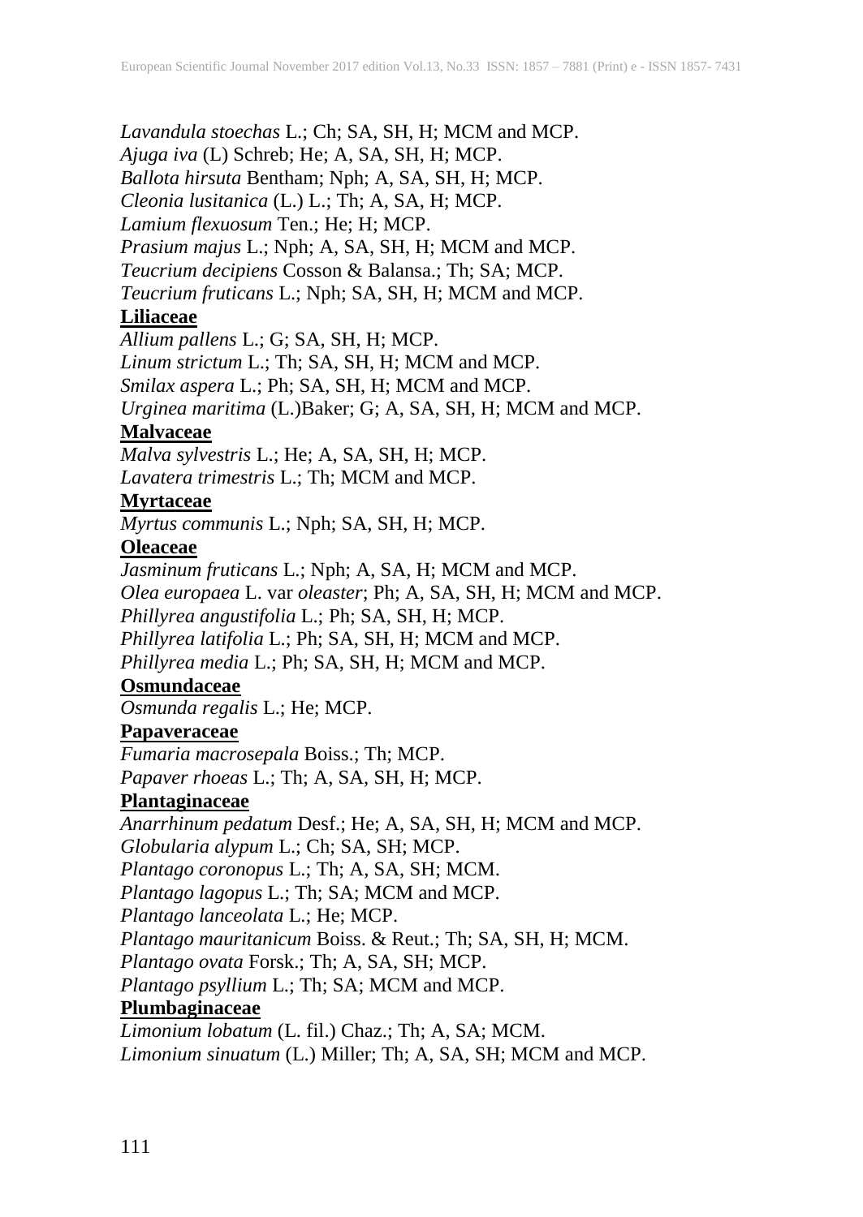*Lavandula stoechas* L.; Ch; SA, SH, H; MCM and MCP.
*Ajuga iva* (L) Schreb; He; A, SA, SH, H; MCP.
*Ballota hirsuta* Bentham; Nph; A, SA, SH, H; MCP.
*Cleonia lusitanica* (L.) L.; Th; A, SA, H; MCP.
*Lamium flexuosum* Ten.; He; H; MCP.
*Prasium majus* L.; Nph; A, SA, SH, H; MCM and MCP.
*Teucrium decipiens* Cosson & Balansa.; Th; SA; MCP.
*Teucrium fruticans* L.; Nph; SA, SH, H; MCM and MCP.

**Liliaceae**

*Allium pallens* L.; G; SA, SH, H; MCP.
*Linum strictum* L.; Th; SA, SH, H; MCM and MCP.
*Smilax aspera* L.; Ph; SA, SH, H; MCM and MCP.
*Urginea maritima* (L.)Baker; G; A, SA, SH, H; MCM and MCP.

**Malvaceae**

*Malva sylvestris* L.; He; A, SA, SH, H; MCP.
*Lavatera trimestris* L.; Th; MCM and MCP.

**Myrtaceae**

*Myrtus communis* L.; Nph; SA, SH, H; MCP.

**Oleaceae**

*Jasminum fruticans* L.; Nph; A, SA, H; MCM and MCP.
*Olea europaea* L. var *oleaster*; Ph; A, SA, SH, H; MCM and MCP.
*Phillyrea angustifolia* L.; Ph; SA, SH, H; MCP.
*Phillyrea latifolia* L.; Ph; SA, SH, H; MCM and MCP.
*Phillyrea media* L.; Ph; SA, SH, H; MCM and MCP.

**Osmundaceae**

*Osmunda regalis* L.; He; MCP.

**Papaveraceae**

*Fumaria macrosepala* Boiss.; Th; MCP.
*Papaver rhoeas* L.; Th; A, SA, SH, H; MCP.

**Plantaginaceae**

*Anarrhinum pedatum* Desf.; He; A, SA, SH, H; MCM and MCP.
*Globularia alypum* L.; Ch; SA, SH; MCP.
*Plantago coronopus* L.; Th; A, SA, SH; MCM.
*Plantago lagopus* L.; Th; SA; MCM and MCP.
*Plantago lanceolata* L.; He; MCP.
*Plantago mauritanicum* Boiss. & Reut.; Th; SA, SH, H; MCM.
*Plantago ovata* Forsk.; Th; A, SA, SH; MCP.
*Plantago psyllium* L.; Th; SA; MCM and MCP.

**Plumbaginaceae**

*Limonium lobatum* (L. fil.) Chaz.; Th; A, SA; MCM.
*Limonium sinuatum* (L.) Miller; Th; A, SA, SH; MCM and MCP.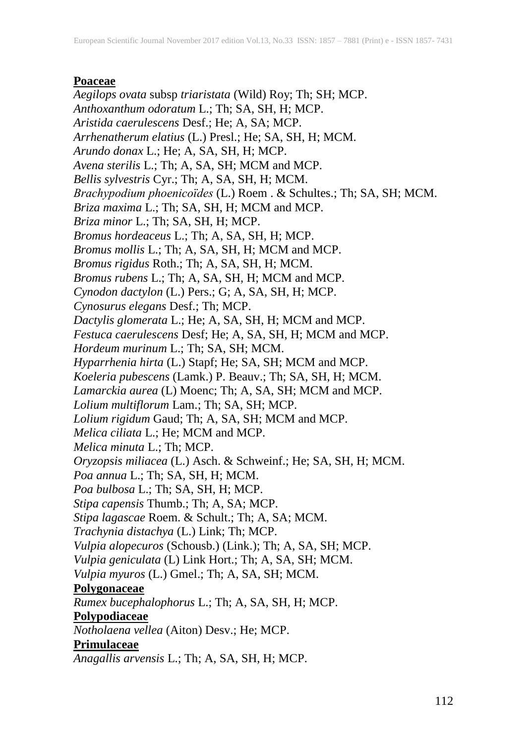**Poaceae**

*Aegilops ovata* subsp *triaristata* (Wild) Roy; Th; SH; MCP.
*Anthoxanthum odoratum* L.; Th; SA, SH, H; MCP.
*Aristida caerulescens* Desf.; He; A, SA; MCP.
*Arrhenatherum elatius* (L.) Presl.; He; SA, SH, H; MCM.
*Arundo donax* L.; He; A, SA, SH, H; MCP.
*Avena sterilis* L.; Th; A, SA, SH; MCM and MCP.
*Bellis sylvestris* Cyr.; Th; A, SA, SH, H; MCM.
*Brachypodium phoenicoïdes* (L.) Roem . & Schultes.; Th; SA, SH; MCM.
*Briza maxima* L.; Th; SA, SH, H; MCM and MCP.
*Briza minor* L.; Th; SA, SH, H; MCP.
*Bromus hordeaceus* L.; Th; A, SA, SH, H; MCP.
*Bromus mollis* L.; Th; A, SA, SH, H; MCM and MCP.
*Bromus rigidus* Roth.; Th; A, SA, SH, H; MCM.
*Bromus rubens* L.; Th; A, SA, SH, H; MCM and MCP.
*Cynodon dactylon* (L.) Pers.; G; A, SA, SH, H; MCP.
*Cynosurus elegans* Desf.; Th; MCP.
*Dactylis glomerata* L.; He; A, SA, SH, H; MCM and MCP.
*Festuca caerulescens* Desf; He; A, SA, SH, H; MCM and MCP.
*Hordeum murinum* L.; Th; SA, SH; MCM.
*Hyparrhenia hirta* (L.) Stapf; He; SA, SH; MCM and MCP.
*Koeleria pubescens* (Lamk.) P. Beauv.; Th; SA, SH, H; MCM.
*Lamarckia aurea* (L) Moenc; Th; A, SA, SH; MCM and MCP.
*Lolium multiflorum* Lam.; Th; SA, SH; MCP.
*Lolium rigidum* Gaud; Th; A, SA, SH; MCM and MCP.
*Melica ciliata* L.; He; MCM and MCP.
*Melica minuta* L.; Th; MCP.
*Oryzopsis miliacea* (L.) Asch. & Schweinf.; He; SA, SH, H; MCM.
*Poa annua* L.; Th; SA, SH, H; MCM.
*Poa bulbosa* L.; Th; SA, SH, H; MCP.
*Stipa capensis* Thumb.; Th; A, SA; MCP.
*Stipa lagascae* Roem. & Schult.; Th; A, SA; MCM.
*Trachynia distachya* (L.) Link; Th; MCP.
*Vulpia alopecuros* (Schousb.) (Link.); Th; A, SA, SH; MCP.
*Vulpia geniculata* (L) Link Hort.; Th; A, SA, SH; MCM.
*Vulpia myuros* (L.) Gmel.; Th; A, SA, SH; MCM.

**Polygonaceae**

*Rumex bucephalophorus* L.; Th; A, SA, SH, H; MCP.

**Polypodiaceae**

*Notholaena vellea* (Aiton) Desv.; He; MCP.

**Primulaceae**

*Anagallis arvensis* L.; Th; A, SA, SH, H; MCP.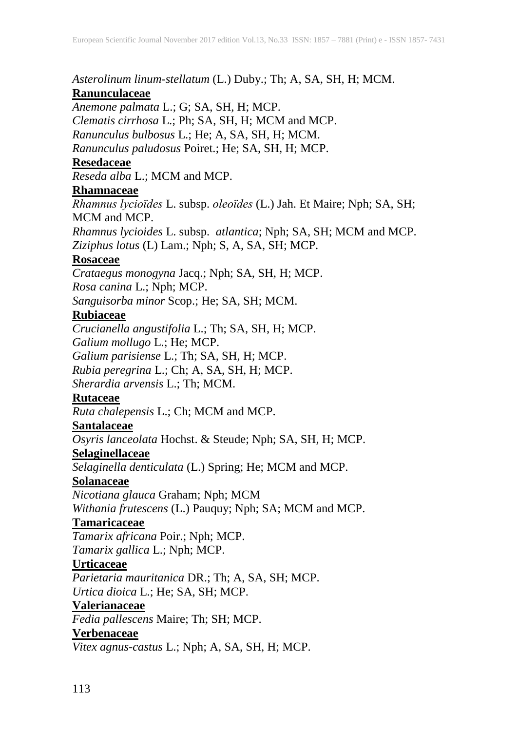*Asterolinum linum-stellatum* (L.) Duby.; Th; A, SA, SH, H; MCM.

**Ranunculaceae**

*Anemone palmata* L.; G; SA, SH, H; MCP.
*Clematis cirrhosa* L.; Ph; SA, SH, H; MCM and MCP.
*Ranunculus bulbosus* L.; He; A, SA, SH, H; MCM.
*Ranunculus paludosus* Poiret.; He; SA, SH, H; MCP.

**Resedaceae**

*Reseda alba* L.; MCM and MCP.

**Rhamnaceae**

*Rhamnus lycioïdes* L. subsp. *oleoïdes* (L.) Jah. Et Maire; Nph; SA, SH; MCM and MCP.
*Rhamnus lycioides* L. subsp. *atlantica*; Nph; SA, SH; MCM and MCP.
*Ziziphus lotus* (L) Lam.; Nph; S, A, SA, SH; MCP.

**Rosaceae**

*Crataegus monogyna* Jacq.; Nph; SA, SH, H; MCP.
*Rosa canina* L.; Nph; MCP.
*Sanguisorba minor* Scop.; He; SA, SH; MCM.

**Rubiaceae**

*Crucianella angustifolia* L.; Th; SA, SH, H; MCP.
*Galium mollugo* L.; He; MCP.
*Galium parisiense* L.; Th; SA, SH, H; MCP.
*Rubia peregrina* L.; Ch; A, SA, SH, H; MCP.
*Sherardia arvensis* L.; Th; MCM.

**Rutaceae**

*Ruta chalepensis* L.; Ch; MCM and MCP.

**Santalaceae**

*Osyris lanceolata* Hochst. & Steude; Nph; SA, SH, H; MCP.

**Selaginellaceae**

*Selaginella denticulata* (L.) Spring; He; MCM and MCP.

**Solanaceae**

*Nicotiana glauca* Graham; Nph; MCM
*Withania frutescens* (L.) Pauquy; Nph; SA; MCM and MCP.

**Tamaricaceae**

*Tamarix africana* Poir.; Nph; MCP.
*Tamarix gallica* L.; Nph; MCP.

**Urticaceae**

*Parietaria mauritanica* DR.; Th; A, SA, SH; MCP.
*Urtica dioica* L.; He; SA, SH; MCP.

**Valerianaceae**

*Fedia pallescens* Maire; Th; SH; MCP.

**Verbenaceae**

*Vitex agnus-castus* L.; Nph; A, SA, SH, H; MCP.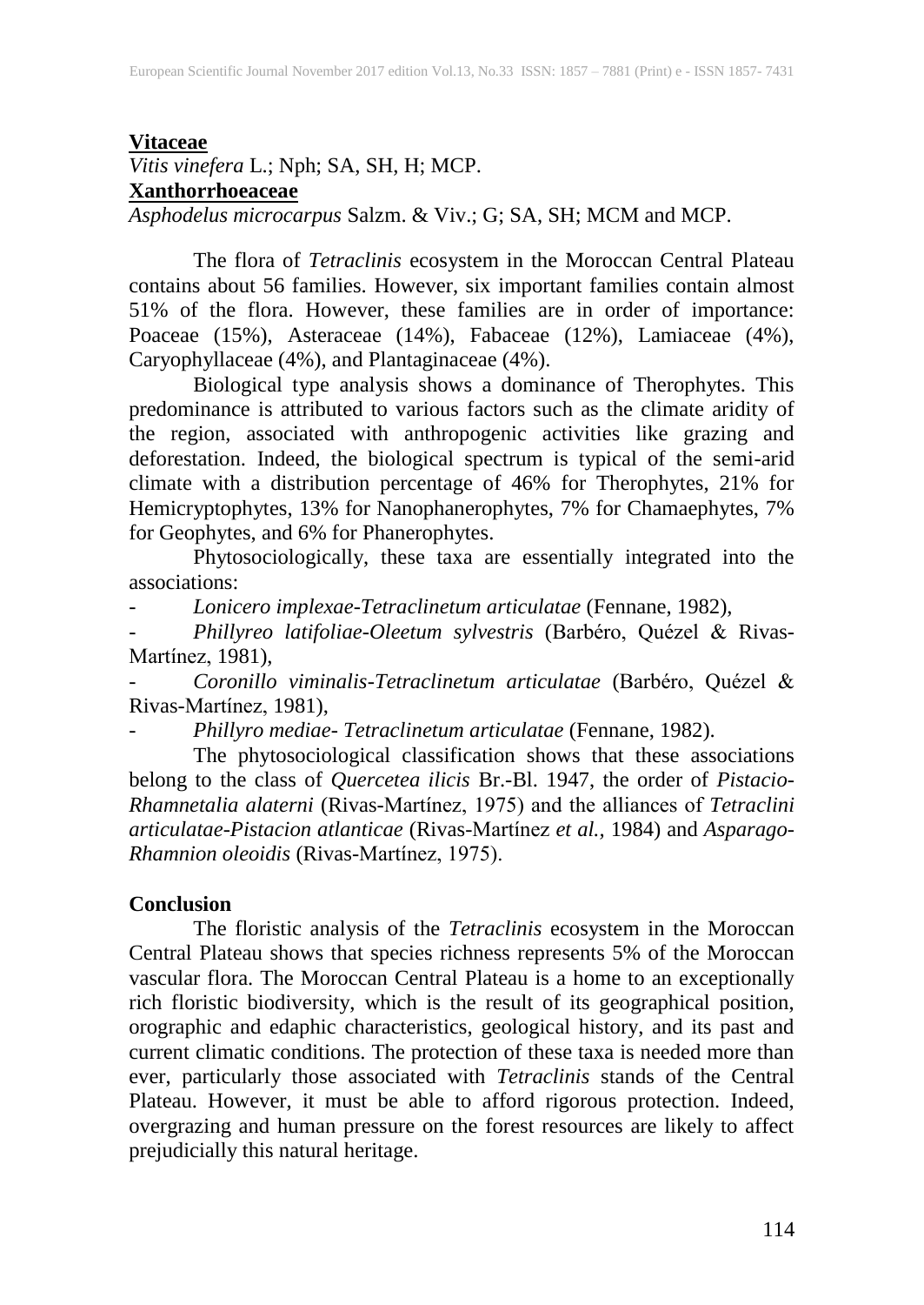**<u>Vitaceae</u>**

*Vitis vinefera* L.; Nph; SA, SH, H; MCP.

**<u>Xanthorrhoeaceae</u>**

*Asphodelus microcarpus* Salzm. & Viv.; G; SA, SH; MCM and MCP.

The flora of *Tetraclinis* ecosystem in the Moroccan Central Plateau contains about 56 families. However, six important families contain almost 51% of the flora. However, these families are in order of importance: Poaceae (15%), Asteraceae (14%), Fabaceae (12%), Lamiaceae (4%), Caryophyllaceae (4%), and Plantaginaceae (4%).

Biological type analysis shows a dominance of Therophytes. This predominance is attributed to various factors such as the climate aridity of the region, associated with anthropogenic activities like grazing and deforestation. Indeed, the biological spectrum is typical of the semi-arid climate with a distribution percentage of 46% for Therophytes, 21% for Hemicryptophytes, 13% for Nanophanerophytes, 7% for Chamaephytes, 7% for Geophytes, and 6% for Phanerophytes.

Phytosociologically, these taxa are essentially integrated into the associations:

- *Lonicero implexae-Tetraclinetum articulatae* (Fennane, 1982),
- *Phillyreo latifoliae-Oleetum sylvestris* (Barbéro, Quézel & Rivas-Martínez, 1981),
- *Coronillo viminalis-Tetraclinetum articulatae* (Barbéro, Quézel & Rivas-Martínez, 1981),
- *Phillyro mediae- Tetraclinetum articulatae* (Fennane, 1982).

The phytosociological classification shows that these associations belong to the class of *Quercetea ilicis* Br.-Bl. 1947, the order of *Pistacio-Rhamnetalia alaterni* (Rivas-Martínez, 1975) and the alliances of *Tetraclini articulatae-Pistacion atlanticae* (Rivas-Martínez *et al.*, 1984) and *Asparago-Rhamnion oleoidis* (Rivas-Martínez, 1975).

## Conclusion

The floristic analysis of the *Tetraclinis* ecosystem in the Moroccan Central Plateau shows that species richness represents 5% of the Moroccan vascular flora. The Moroccan Central Plateau is a home to an exceptionally rich floristic biodiversity, which is the result of its geographical position, orographic and edaphic characteristics, geological history, and its past and current climatic conditions. The protection of these taxa is needed more than ever, particularly those associated with *Tetraclinis* stands of the Central Plateau. However, it must be able to afford rigorous protection. Indeed, overgrazing and human pressure on the forest resources are likely to affect prejudicially this natural heritage.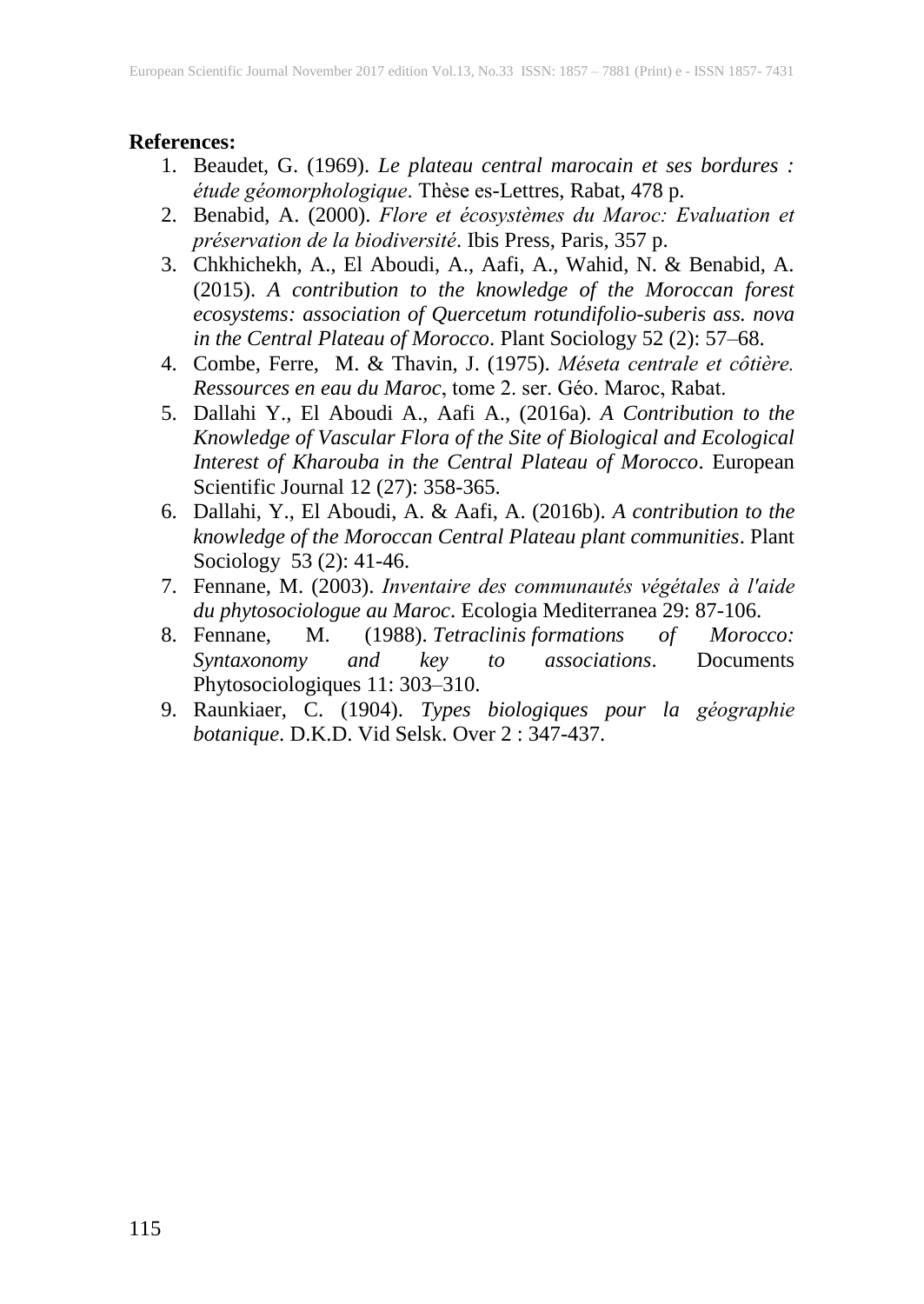**References:**

1. Beaudet, G. (1969). *Le plateau central marocain et ses bordures : étude géomorphologique*. Thèse es-Lettres, Rabat, 478 p.
2. Benabid, A. (2000). *Flore et écosystèmes du Maroc: Evaluation et préservation de la biodiversité*. Ibis Press, Paris, 357 p.
3. Chkhichekh, A., El Aboudi, A., Aafi, A., Wahid, N. & Benabid, A. (2015). *A contribution to the knowledge of the Moroccan forest ecosystems: association of Quercetum rotundifolio-suberis ass. nova in the Central Plateau of Morocco*. Plant Sociology 52 (2): 57–68.
4. Combe, Ferre, M. & Thavin, J. (1975). *Méseta centrale et côtière. Ressources en eau du Maroc*, tome 2. ser. Géo. Maroc, Rabat.
5. Dallahi Y., El Aboudi A., Aafi A., (2016a). *A Contribution to the Knowledge of Vascular Flora of the Site of Biological and Ecological Interest of Kharouba in the Central Plateau of Morocco*. European Scientific Journal 12 (27): 358-365.
6. Dallahi, Y., El Aboudi, A. & Aafi, A. (2016b). *A contribution to the knowledge of the Moroccan Central Plateau plant communities*. Plant Sociology 53 (2): 41-46.
7. Fennane, M. (2003). *Inventaire des communautés végétales à l'aide du phytosociologue au Maroc*. Ecologia Mediterranea 29: 87-106.
8. Fennane, M. (1988). *Tetraclinis formations of Morocco: Syntaxonomy and key to associations*. Documents Phytosociologiques 11: 303–310.
9. Raunkiaer, C. (1904). *Types biologiques pour la géographie botanique*. D.K.D. Vid Selsk. Over 2 : 347-437.